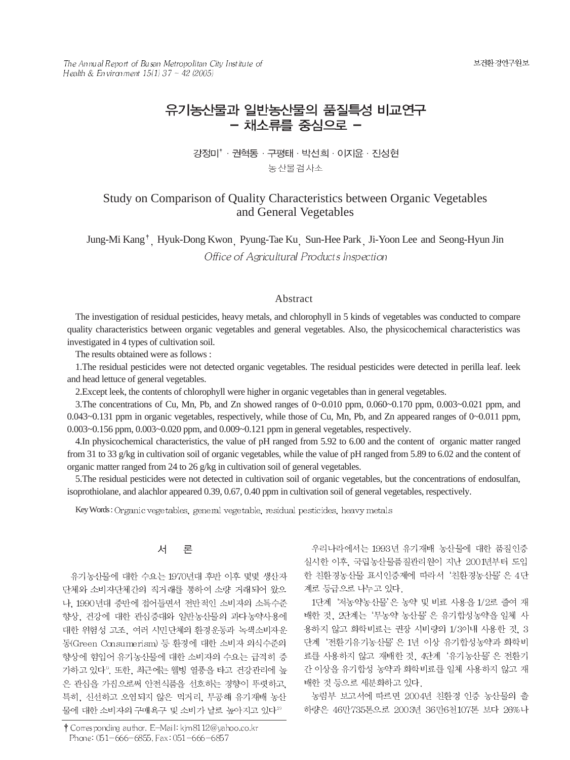# 유기농산물과 일반농산물의 품질특성 비교연구
## – 채소류를 중심으로 –

강정미[†] · 권혁동 · 구평태 · 박선희 · 이지윤 · 진성현

농산물검사소

# Study on Comparison of Quality Characteristics between Organic Vegetables and General Vegetables

Jung-Mi Kang[†], Hyuk-Dong Kwon, Pyung-Tae Ku, Sun-Hee Park, Ji-Yoon Lee and Seong-Hyun Jin

*Office of Agricultural Products Inspection*

## Abstract

The investigation of residual pesticides, heavy metals, and chlorophyll in 5 kinds of vegetables was conducted to compare quality characteristics between organic vegetables and general vegetables. Also, the physicochemical characteristics was investigated in 4 types of cultivation soil.

The results obtained were as follows :

1.The residual pesticides were not detected organic vegetables. The residual pesticides were detected in perilla leaf. leek and head lettuce of general vegetables.

2.Except leek, the contents of chlorophyll were higher in organic vegetables than in general vegetables.

3.The concentrations of Cu, Mn, Pb, and Zn showed ranges of 0~0.010 ppm, 0.060~0.170 ppm, 0.003~0.021 ppm, and 0.043~0.131 ppm in organic vegetables, respectively, while those of Cu, Mn, Pb, and Zn appeared ranges of 0~0.011 ppm, 0.003~0.156 ppm, 0.003~0.020 ppm, and 0.009~0.121 ppm in general vegetables, respectively.

4.In physicochemical characteristics, the value of pH ranged from 5.92 to 6.00 and the content of organic matter ranged from 31 to 33 g/kg in cultivation soil of organic vegetables, while the value of pH ranged from 5.89 to 6.02 and the content of organic matter ranged from 24 to 26 g/kg in cultivation soil of general vegetables.

5.The residual pesticides were not detected in cultivation soil of organic vegetables, but the concentrations of endosulfan, isoprothiolane, and alachlor appeared 0.39, 0.67, 0.40 ppm in cultivation soil of general vegetables, respectively.

Key Words : Organic vegetables, general vegetable, residual pesticides, heavy metals

## 서 론

유기농산물에 대한 수요는 1970년대 후반 이후 몇몇 생산자단체와 소비자단체간의 직거래를 통하여 소량 거래되어 왔으나, 1990년대 중반에 접어들면서 전반적인 소비자의 소득수준 향상, 건강에 대한 관심증대와 일반농산물의 과다농약사용에 대한 위험성 고조, 여러 시민단체의 환경운동과 녹색소비자운동(Green Consumerism) 등 환경에 대한 소비자 의식수준의 향상에 힘입어 유기농산물에 대한 소비자의 수요는 급격히 증가하고 있다[1]. 또한, 최근에는 웰빙 열풍을 타고 건강관리에 높은 관심을 가짐으로써 안전식품을 선호하는 경향이 뚜렷하고, 특히, 신선하고 오염되지 않은 먹거리, 무공해 유기재배 농산물에 대한 소비자의 구매욕구 및 소비가 날로 높아지고 있다[2].

우리나라에서는 1993년 유기재배 농산물에 대한 품질인증 실시한 이후, 국립농산물품질관리원이 지난 2001년부터 도입한 친환경농산물 표시인증제에 따라서 '친환경농산물'은 4단계로 등급으로 나누고 있다.

1단계 '저농약농산물'은 농약 및 비료 사용을 1/2로 줄여 재배한 것, 2단계는 '무농약 농산물'은 유기합성농약을 일체 사용하지 않고 화학비료는 권장 시비량의 1/3이내 사용한 것, 3단계 '전환기유기농산물'은 1년 이상 유기합성농약과 화학비료를 사용하지 않고 재배한 것, 4단계 '유기농산물'은 전환기간 이상을 유기합성 농약과 화학비료를 일체 사용하지 않고 재배한 것 등으로 세분화하고 있다.

농림부 보고서에 따르면 2004년 친환경 인증 농산물의 출하량은 46만735톤으로 2003년 36만6천107톤 보다 26%나

† Corresponding author. E-Mail: kjm8112@yahoo.co.kr
Phone: 051-666-6855, Fax: 051-666-6857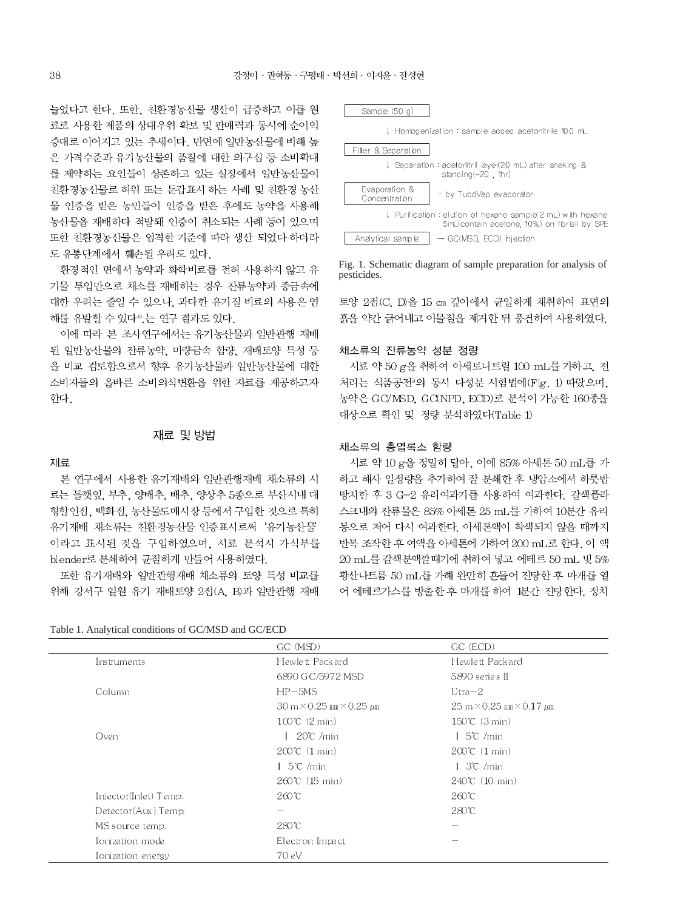늘었다고 한다. 또한, 친환경농산물 생산이 급증하고 이를 원료로 사용한 제품의 상대우위 확보 및 판매력과 동시에 순이익 증대로 이어지고 있는 추세이다. 반면에 일반농산물에 비해 높은 가격수준과 유기농산물의 품질에 대한 의구심 등 소비확대를 제약하는 요인들이 상존하고 있는 실정에서 일반농산물이 친환경농산물로 허위 또는 둔갑표시 하는 사례 및 친환경 농산물 인증을 받은 농민들이 인증을 받은 후에도 농약을 사용해 농산물을 재배하다 적발돼 인증이 취소되는 사례 등이 있으며 또한 친환경농산물은 엄격한 기준에 따라 생산 되었다 하더라도 유통단계에서 훼손될 우려도 있다.

환경적인 면에서 농약과 화학비료를 전혀 사용하지 않고 유기물 투입만으로 채소를 재배하는 경우 잔류농약과 중금속에 대한 우려는 줄일 수 있으나, 과다한 유기질 비료의 사용은 염해를 유발할 수 있다[4].는 연구 결과도 있다.

이에 따라 본 조사연구에서는 유기농산물과 일반관행 재배된 일반농산물의 잔류농약, 미량금속 함량, 재배토양 특성 등을 비교 검토함으로서 향후 유기농산물과 일반농산물에 대한 소비자들의 올바른 소비의식변환을 위한 자료를 제공하고자 한다.

## 재료 및 방법

### 재료

본 연구에서 사용한 유기재배와 일반관행재배 채소류의 시료는 들깻잎, 부추, 양배추, 배추, 양상추 5종으로 부산시내 대형할인점, 백화점, 농산물도매시장 등에서 구입한 것으로 특히 유기재배 채소류는 친환경농산물 인증표시로써 '유기농산물'이라고 표시된 것을 구입하였으며, 시료 분석시 가식부를 blender로 분쇄하여 균질하게 만들어 사용하였다.

또한 유기재배와 일반관행재배 채소류의 토양 특성 비교를 위해 강서구 일원 유기 재배토양 2점(A, B)과 일반관행 재배

Sample (50 g)
↓ Homogenization : sample added acetonitrile 100 mL
Filter & Separation
↓ Separation : acetonitril layer(20 mL) after shaking & standing(-20 , 1hr)
Evaporation & Concentration — by TuboVap evaporator
↓ Purification : elution of hexane sample(2 mL) with hexane 5mL(contain acetone, 10%) on florisil by SPE
Analytical sample → GC(MSD, ECD) injection

Fig. 1. Schematic diagram of sample preparation for analysis of pesticides.

토양 2점(C, D)을 15 ㎝ 깊이에서 균일하게 채취하여 표면의 흙을 약간 긁어내고 이물질을 제거한 뒤 풍건하여 사용하였다.

### 채소류의 잔류농약 성분 정량

시료 약 50 g을 취하여 아세토니트릴 100 mL를 가하고, 전처리는 식품공전[5]의 동시 다성분 시험법에(Fig. 1) 따랐으며, 농약은 GC/MSD, GC(NPD, ECD)로 분석이 가능한 160종을 대상으로 확인 및 정량 분석하였다(Table 1)

### 채소류의 총엽록소 함량

시료 약 10 g을 정밀히 달아, 이에 85% 아세톤 50 mL를 가하고 해사 일정량을 추가하여 잘 분쇄한 후 냉암소에서 하룻밤 방치한 후 3 G-2 유리여과기를 사용하여 여과한다. 갈색플라스크내의 잔류물은 85% 아세톤 25 mL를 가하여 10분간 유리봉으로 저어 다시 여과한다. 아세톤액이 착색되지 않을 때까지 반복 조작한 후 여액을 아세톤에 가하여 200 mL로 한다. 이 액 20 mL를 갈색분액깔때기에 취하여 넣고 에테르 50 mL 및 5% 황산나트륨 50 mL를 가해 완만히 흔들어 진탕한 후 마개를 열어 에테르가스를 방출한 후 마개를 하여 1분간 진탕한다. 정치

Table 1. Analytical conditions of GC/MSD and GC/ECD

| | GC (MSD) | GC (ECD) |
|---|---|---|
| Instruments | Hewlett Packard | Hewlett Packard |
| | 6890 GC/5972 MSD | 5890 series II |
| Column | HP-5MS | Utra-2 |
| | 30 m×0.25 ㎜×0.25 ㎛ | 25 m×0.25 ㎜×0.17 ㎛ |
| | 100℃ (2 min) | 150℃ (3 min) |
| Oven | ∣ 20℃ /min | ∣ 5℃ /min |
| | 200℃ (1 min) | 200℃ (1 min) |
| | ∣ 5℃ /min | ∣ 3℃ /min |
| | 260℃ (15 min) | 240℃ (10 min) |
| Injector(Inlet) Temp. | 260℃ | 260℃ |
| Detector(Aux) Temp. | – | 280℃ |
| MS source temp. | 280℃ | – |
| Ionization mode | Electron Impact | – |
| Ionization energy | 70 eV | |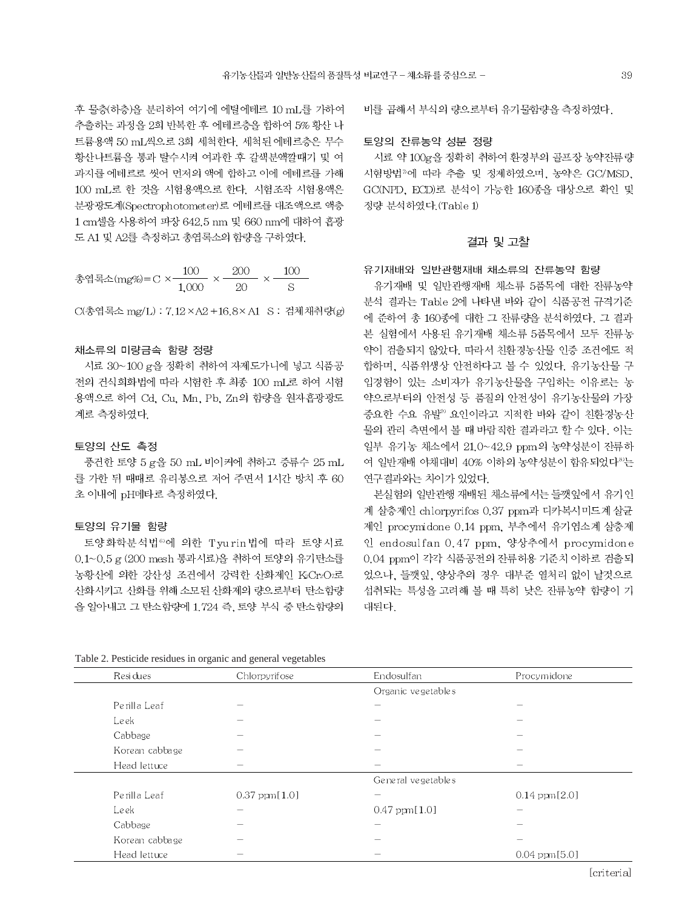후 물층(하층)을 분리하여 여기에 에틸에테르 10 mL를 가하여 추출하는 과정을 2회 반복한 후 에테르층을 합하여 5% 황산 나트륨용액 50 mL씩으로 3회 세척한다. 세척된 에테르층은 무수 황산나트륨을 통과 탈수시켜 여과한 후 갈색분액깔때기 및 여과지를 에테르로 씻어 먼저의 액에 합하고 이에 에테르를 가해 100 mL로 한 것을 시험용액으로 한다. 시험조작 시험용액은 분광광도계(Spectrophotometer)로 에테르를 대조액으로 액층 1 cm셀을 사용하여 파장 642.5 nm 및 660 nm에 대하여 흡광도 A1 및 A2를 측정하고 총엽록소의 함량을 구하였다.

$$총엽록소(mg\%) = C \times \frac{100}{1,000} \times \frac{200}{20} \times \frac{100}{S}$$

C(총엽록소 mg/L) : $7.12 \times A2 + 16.8 \times A1$  S : 검체채취량(g)

### 채소류의 미량금속 함량 정량

시료 30~100 g을 정확히 취하여 자제도가니에 넣고 식품공전의 건식회화법에 따라 시험한 후 최종 100 mL로 하여 시험용액으로 하여 Cd, Cu, Mn, Pb, Zn의 함량을 원자흡광도계로 측정하였다.

### 토양의 산도 측정

풍건한 토양 5 g을 50 mL 비이커에 취하고 증류수 25 mL를 가한 뒤 때때로 유리봉으로 저어 주면서 1시간 방치 후 60초 이내에 pH메타로 측정하였다.

### 토양의 유기물 함량

토양화학분석법[6]에 의한 Tyurin법에 따라 토양시료 0.1~0.5 g (200 mesh 통과시료)을 취하여 토양의 유기탄소를 농황산에 의한 강산성 조건에서 강력한 산화제인 $K_2Cr_2O_7$로 산화시키고 산화를 위해 소모된 산화제의 량으로부터 탄소함량을 알아내고 그 탄소함량에 1.724 즉, 토양 부식 중 탄소함량의 비를 곱해서 부식의 량으로부터 유기물함량을 측정하였다.

### 토양의 잔류농약 성분 정량

시료 약 100g을 정확히 취하여 환경부의 골프장 농약잔류량 시험방법[7]에 따라 추출 및 정제하였으며, 농약은 GC/MSD, GC(NPD, ECD)로 분석이 가능한 160종을 대상으로 확인 및 정량 분석하였다.(Table 1)

## 결과 및 고찰

### 유기재배와 일반관행재배 채소류의 잔류농약 함량

유기재배 및 일반관행재배 채소류 5품목에 대한 잔류농약 분석 결과는 Table 2에 나타낸 바와 같이 식품공전 규격기준에 준하여 총 160종에 대한 그 잔류량을 분석하였다. 그 결과 본 실험에서 사용된 유기재배 채소류 5품목에서 모두 잔류농약이 검출되지 않았다. 따라서 친환경농산물 인증 조건에도 적합하며, 식품위생상 안전하다고 볼 수 있었다. 유기농산물 구입경험이 있는 소비자가 유기농산물을 구입하는 이유로는 농약으로부터의 안전성 등 품질의 안전성이 유기농산물의 가장 중요한 수요 유발[3] 요인이라고 지적한 바와 같이 친환경농산물의 관리 측면에서 볼 때 바람직한 결과라고 할 수 있다. 이는 일부 유기농 채소에서 21.0~42.9 ppm의 농약성분이 잔류하여 일반재배 야채대비 40% 이하의 농약성분이 함유되었다[8]는 연구결과와는 차이가 있었다.

본실험의 일반관행 재배된 채소류에서는 들깻잎에서 유기인계 살충제인 chlorpyrifos 0.37 ppm과 디카복시미드계 살균제인 procymidone 0.14 ppm, 부추에서 유기염소계 살충제인 endosulfan 0.47 ppm, 양상추에서 procymidone 0.04 ppm이 각각 식품공전의 잔류허용 기준치 이하로 검출되었으나, 들깻잎, 양상추의 경우 대부분 열처리 없이 날것으로 섭취되는 특성을 고려해 볼 때 특히 낮은 잔류농약 함량이 기대된다.

Table 2. Pesticide residues in organic and general vegetables

| Residues | Chlorpyrifose | Endosulfan | Procymidone |
|---|---|---|---|
| | | Organic vegetables | |
| Perilla Leaf | – | – | – |
| Leek | – | – | – |
| Cabbage | – | – | – |
| Korean cabbage | – | – | – |
| Head lettuce | – | – | – |
| | | General vegetables | |
| Perilla Leaf | 0.37 ppm[1.0] | – | 0.14 ppm[2.0] |
| Leek | – | 0.47 ppm[1.0] | – |
| Cabbage | – | – | – |
| Korean cabbage | – | – | – |
| Head lettuce | – | – | 0.04 ppm[5.0] |

[criteria]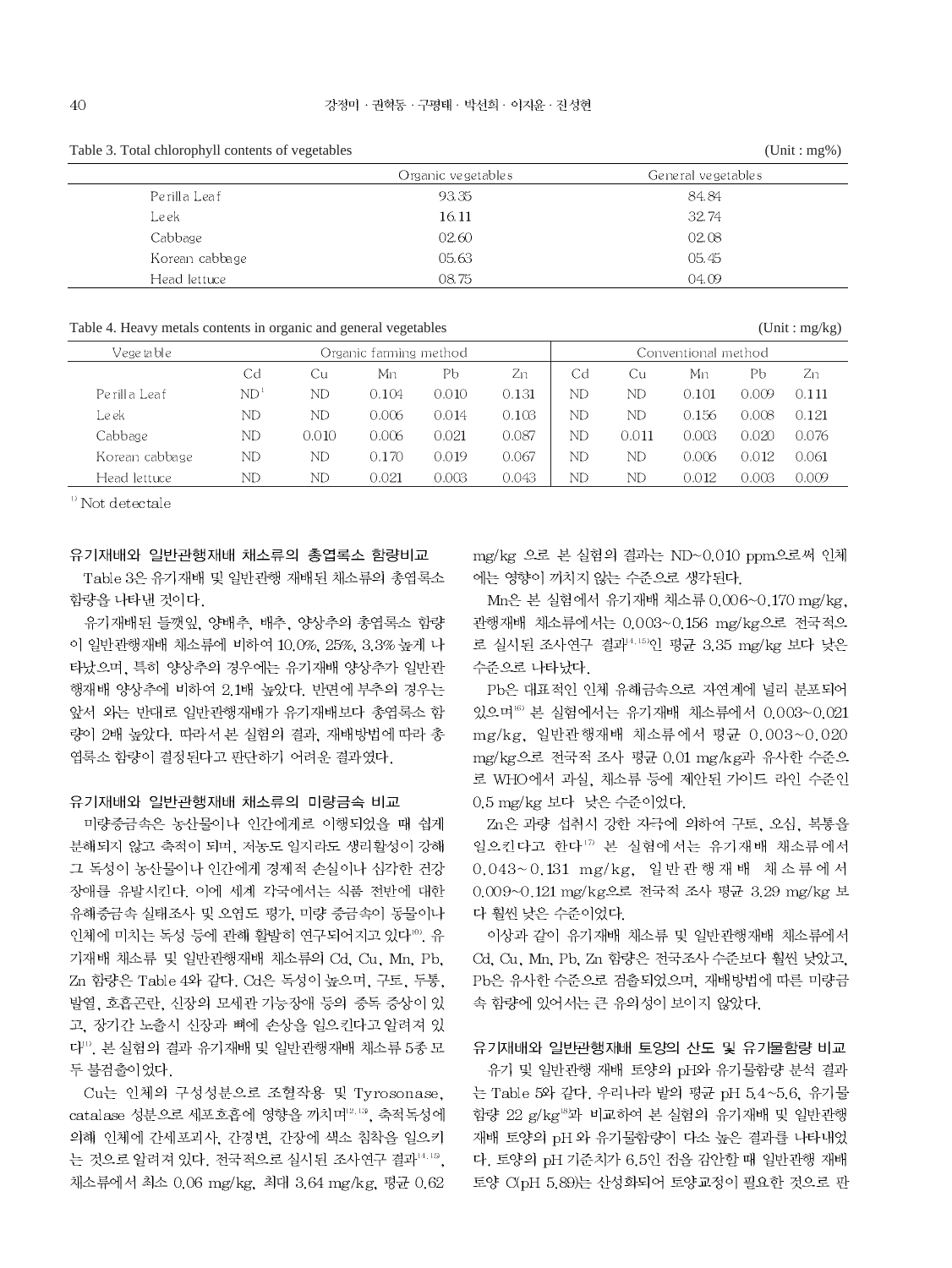Table 3. Total chlorophyll contents of vegetables (Unit : mg%)

| | Organic vegetables | General vegetables |
|---|---|---|
| Perilla Leaf | 93.35 | 84.84 |
| Leek | 16.11 | 32.74 |
| Cabbage | 02.60 | 02.08 |
| Korean cabbage | 05.63 | 05.45 |
| Head lettuce | 08.75 | 04.09 |

Table 4. Heavy metals contents in organic and general vegetables (Unit : mg/kg)

| Vegetable | Organic farming method | | | | | Conventional method | | | | |
|---|---|---|---|---|---|---|---|---|---|---|
| | Cd | Cu | Mn | Pb | Zn | Cd | Cu | Mn | Pb | Zn |
| Perilla Leaf | ND[1] | ND | 0.104 | 0.010 | 0.131 | ND | ND | 0.101 | 0.009 | 0.111 |
| Leek | ND | ND | 0.006 | 0.014 | 0.103 | ND | ND | 0.156 | 0.008 | 0.121 |
| Cabbage | ND | 0.010 | 0.006 | 0.021 | 0.087 | ND | 0.011 | 0.003 | 0.020 | 0.076 |
| Korean cabbage | ND | ND | 0.170 | 0.019 | 0.067 | ND | ND | 0.006 | 0.012 | 0.061 |
| Head lettuce | ND | ND | 0.021 | 0.003 | 0.043 | ND | ND | 0.012 | 0.003 | 0.009 |

[1] Not detectale

### 유기재배와 일반관행재배 채소류의 총엽록소 함량비교

Table 3은 유기재배 및 일반관행 재배된 채소류의 총엽록소 함량을 나타낸 것이다.

유기재배된 들깻잎, 양배추, 배추, 양상추의 총엽록소 함량이 일반관행재배 채소류에 비하여 10.0%, 25%, 3.3% 높게 나타났으며, 특히 양상추의 경우에는 유기재배 양상추가 일반관행재배 양상추에 비하여 2.1배 높았다. 반면에 부추의 경우는 앞서 와는 반대로 일반관행재배가 유기재배보다 총엽록소 함량이 2배 높았다. 따라서 본 실험의 결과, 재배방법에 따라 총엽록소 함량이 결정된다고 판단하기 어려운 결과였다.

### 유기재배와 일반관행재배 채소류의 미량금속 비교

미량중금속은 농산물이나 인간에게로 이행되었을 때 쉽게 분해되지 않고 축적이 되며, 저농도 일지라도 생리활성이 강해 그 독성이 농산물이나 인간에게 경제적 손실이나 심각한 건강장애를 유발시킨다. 이에 세계 각국에서는 식품 전반에 대한 유해중금속 실태조사 및 오염도 평가, 미량 중금속이 동물이나 인체에 미치는 독성 등에 관해 활발히 연구되어지고 있다[10]. 유기재배 채소류 및 일반관행재배 채소류의 Cd, Cu, Mn, Pb, Zn 함량은 Table 4와 같다. Cd은 독성이 높으며, 구토, 두통, 발열, 호흡곤란, 신장의 모세관 기능장애 등의 중독 증상이 있고, 장기간 노출시 신장과 뼈에 손상을 일으킨다고 알려져 있다[11]. 본 실험의 결과 유기재배 및 일반관행재배 채소류 5종 모두 불검출이었다.

Cu는 인체의 구성성분으로 조혈작용 및 Tyrosonase, catalase 성분으로 세포호흡에 영향을 끼치며[12,13], 축적독성에 의해 인체에 간세포괴사, 간경변, 간장에 색소 침착을 일으키는 것으로 알려져 있다. 전국적으로 실시된 조사연구 결과[14,15], 채소류에서 최소 0.06 mg/kg, 최대 3.64 mg/kg, 평균 0.62 mg/kg 으로 본 실험의 결과는 ND~0.010 ppm으로써 인체에는 영향이 끼치지 않는 수준으로 생각된다.

Mn은 본 실험에서 유기재배 채소류 0.006~0.170 mg/kg, 관행재배 채소류에서는 0.003~0.156 mg/kg으로 전국적으로 실시된 조사연구 결과[14,15]인 평균 3.35 mg/kg 보다 낮은 수준으로 나타났다.

Pb은 대표적인 인체 유해금속으로 자연계에 널리 분포되어 있으며[16] 본 실험에서는 유기재배 채소류에서 0.003~0.021 mg/kg, 일반관행재배 채소류에서 평균 0.003~0.020 mg/kg으로 전국적 조사 평균 0.01 mg/kg과 유사한 수준으로 WHO에서 과실, 채소류 등에 제안된 가이드 라인 수준인 0.5 mg/kg 보다 낮은 수준이었다.

Zn은 과량 섭취시 강한 자극에 의하여 구토, 오심, 복통을 일으킨다고 한다[17] 본 실험에서는 유기재배 채소류에서 0.043~0.131 mg/kg, 일반관행재배 채소류에서 0.009~0.121 mg/kg으로 전국적 조사 평균 3.29 mg/kg 보다 훨씬 낮은 수준이었다.

이상과 같이 유기재배 채소류 및 일반관행재배 채소류에서 Cd, Cu, Mn, Pb, Zn 함량은 전국조사 수준보다 훨씬 낮았고, Pb은 유사한 수준으로 검출되었으며, 재배방법에 따른 미량금속 함량에 있어서는 큰 유의성이 보이지 않았다.

### 유기재배와 일반관행재배 토양의 산도 및 유기물함량 비교

유기 및 일반관행 재배 토양의 pH와 유기물함량 분석 결과는 Table 5와 같다. 우리나라 밭의 평균 pH 5.4~5.6, 유기물 함량 22 g/kg[8]과 비교하여 본 실험의 유기재배 및 일반관행재배 토양의 pH와 유기물함량이 다소 높은 결과를 나타내었다. 토양의 pH 기준치가 6.5인 점을 감안할 때 일반관행 재배 토양 C(pH 5.89)는 산성화되어 토양교정이 필요한 것으로 판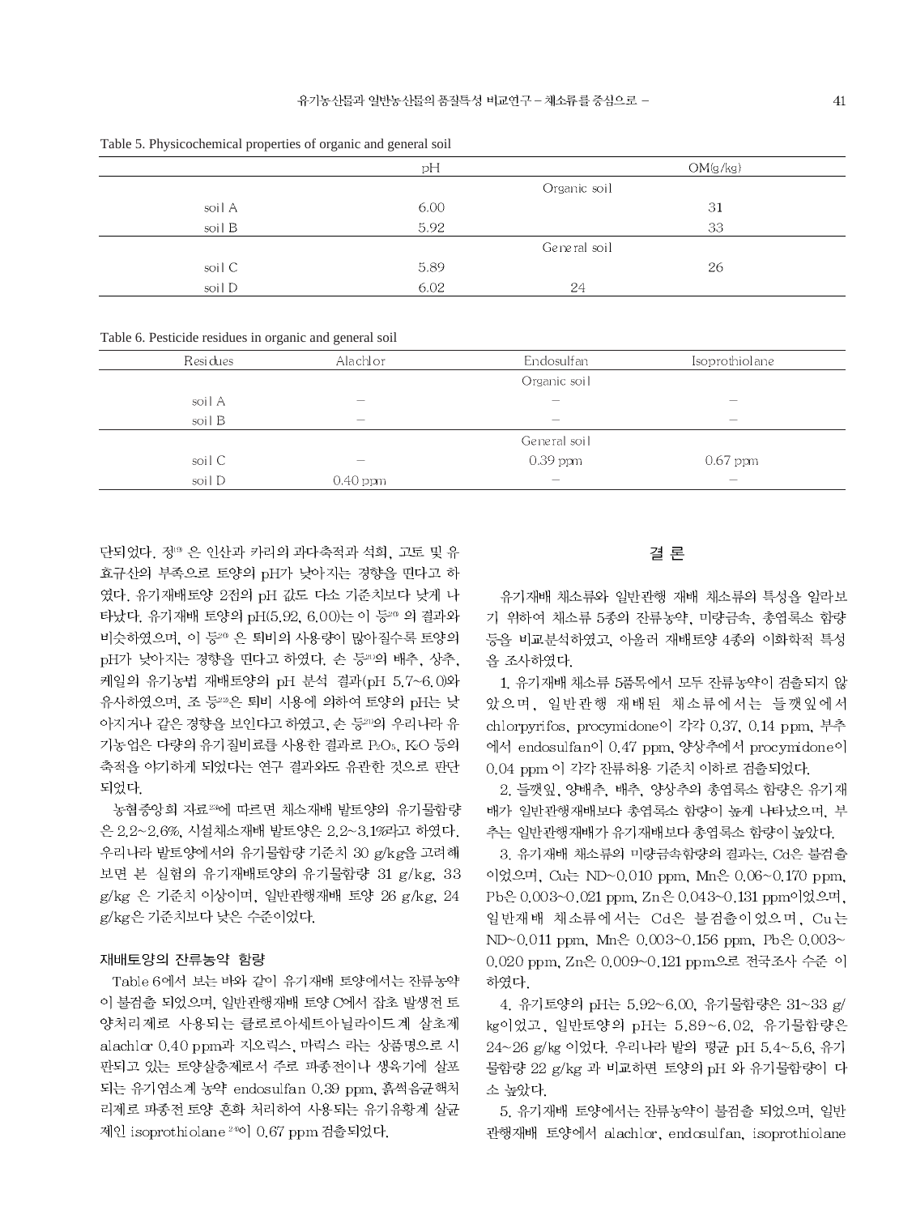Table 5. Physicochemical properties of organic and general soil

| | pH | OM(g/kg) |
|---|---|---|
| | Organic soil | |
| soil A | 6.00 | 31 |
| soil B | 5.92 | 33 |
| | General soil | |
| soil C | 5.89 | 26 |
| soil D | 6.02 | 24 |

Table 6. Pesticide residues in organic and general soil

| Residues | Alachlor | Endosulfan | Isoprothiolane |
|---|---|---|---|
| | | Organic soil | |
| soil A | – | – | – |
| soil B | – | – | – |
| | | General soil | |
| soil C | – | 0.39 ppm | 0.67 ppm |
| soil D | 0.40 ppm | – | – |

단되었다. 정[19] 은 인산과 카리의 과다축적과 석회, 고토 및 유효규산의 부족으로 토양의 pH가 낮아지는 경향을 띤다고 하였다. 유기재배토양 2점의 pH 값도 다소 기준치보다 낮게 나타났다. 유기재배 토양의 pH(5.92, 6.00)는 이 등[20] 의 결과와 비슷하였으며, 이 등[20] 은 퇴비의 사용량이 많아질수록 토양의 pH가 낮아지는 경향을 띤다고 하였다. 손 등[21]의 배추, 상추, 케일의 유기농법 재배토양의 pH 분석 결과(pH 5.7~6.0)와 유사하였으며, 조 등[22]은 퇴비 시용에 의하여 토양의 pH는 낮아지거나 같은 경향을 보인다고 하였고, 손 등[21]의 우리나라 유기농업은 다량의 유기질비료를 사용한 결과로 $P_2O_5$, $K_2O$ 등의 축적을 야기하게 되었다는 연구 결과와도 유관한 것으로 판단되었다.

농협중앙회 자료[23]에 따르면 채소재배 밭토양의 유기물함량은 2.2~2.6%, 시설채소재배 밭토양은 2.2~3.1%라고 하였다. 우리나라 밭토양에서의 유기물함량 기준치 30 g/kg을 고려해 보면 본 실험의 유기재배토양의 유기물함량 31 g/kg, 33 g/kg 은 기준치 이상이며, 일반관행재배 토양 26 g/kg, 24 g/kg은 기준치보다 낮은 수준이었다.

### 재배토양의 잔류농약 함량

Table 6에서 보는 바와 같이 유기재배 토양에서는 잔류농약이 불검출 되었으며, 일반관행재배 토양 C에서 잡초 발생전 토양처리제로 사용되는 클로로아세트아닐라이드계 살초제 alachlor 0.40 ppm과 지오릭스, 마릭스 라는 상품명으로 시판되고 있는 토양살충제로서 주로 파종전이나 생육기에 살포되는 유기염소계 농약 endosulfan 0.39 ppm, 흙썩음균핵처리제로 파종전 토양 혼화 처리하여 사용되는 유기유황계 살균제인 isoprothiolane [24]이 0.67 ppm 검출되었다.

## 결 론

유기재배 채소류와 일반관행 재배 채소류의 특성을 알아보기 위하여 채소류 5종의 잔류농약, 미량금속, 총엽록소 함량 등을 비교분석하였고, 아울러 재배토양 4종의 이화학적 특성을 조사하였다.

1. 유기재배 채소류 5품목에서 모두 잔류농약이 검출되지 않았으며, 일반관행 재배된 채소류에서는 들깻잎에서 chlorpyrifos, procymidone이 각각 0.37, 0.14 ppm, 부추에서 endosulfan이 0.47 ppm, 양상추에서 procymidone이 0.04 ppm 이 각각 잔류허용 기준치 이하로 검출되었다.

2. 들깻잎, 양배추, 배추, 양상추의 총엽록소 함량은 유기재배가 일반관행재배보다 총엽록소 함량이 높게 나타났으며, 부추는 일반관행재배가 유기재배보다 총엽록소 함량이 높았다.

3. 유기재배 채소류의 미량금속함량의 결과는, Cd은 불검출이었으며, Cu는 ND~0.010 ppm, Mn은 0.06~0.170 ppm, Pb은 0.003~0.021 ppm, Zn은 0.043~0.131 ppm이었으며, 일반재배 채소류에서는 Cd은 불검출이었으며, Cu는 ND~0.011 ppm, Mn은 0.003~0.156 ppm, Pb은 0.003~0.020 ppm, Zn은 0.009~0.121 ppm으로 전국조사 수준 이하였다.

4. 유기토양의 pH는 5.92~6.00, 유기물함량은 31~33 g/kg이었고, 일반토양의 pH는 5.89~6.02, 유기물함량은 24~26 g/kg 이었다. 우리나라 밭의 평균 pH 5.4~5.6, 유기물함량 22 g/kg 과 비교하면 토양의 pH 와 유기물함량이 다소 높았다.

5. 유기재배 토양에서는 잔류농약이 불검출 되었으며, 일반관행재배 토양에서 alachlor, endosulfan, isoprothiolane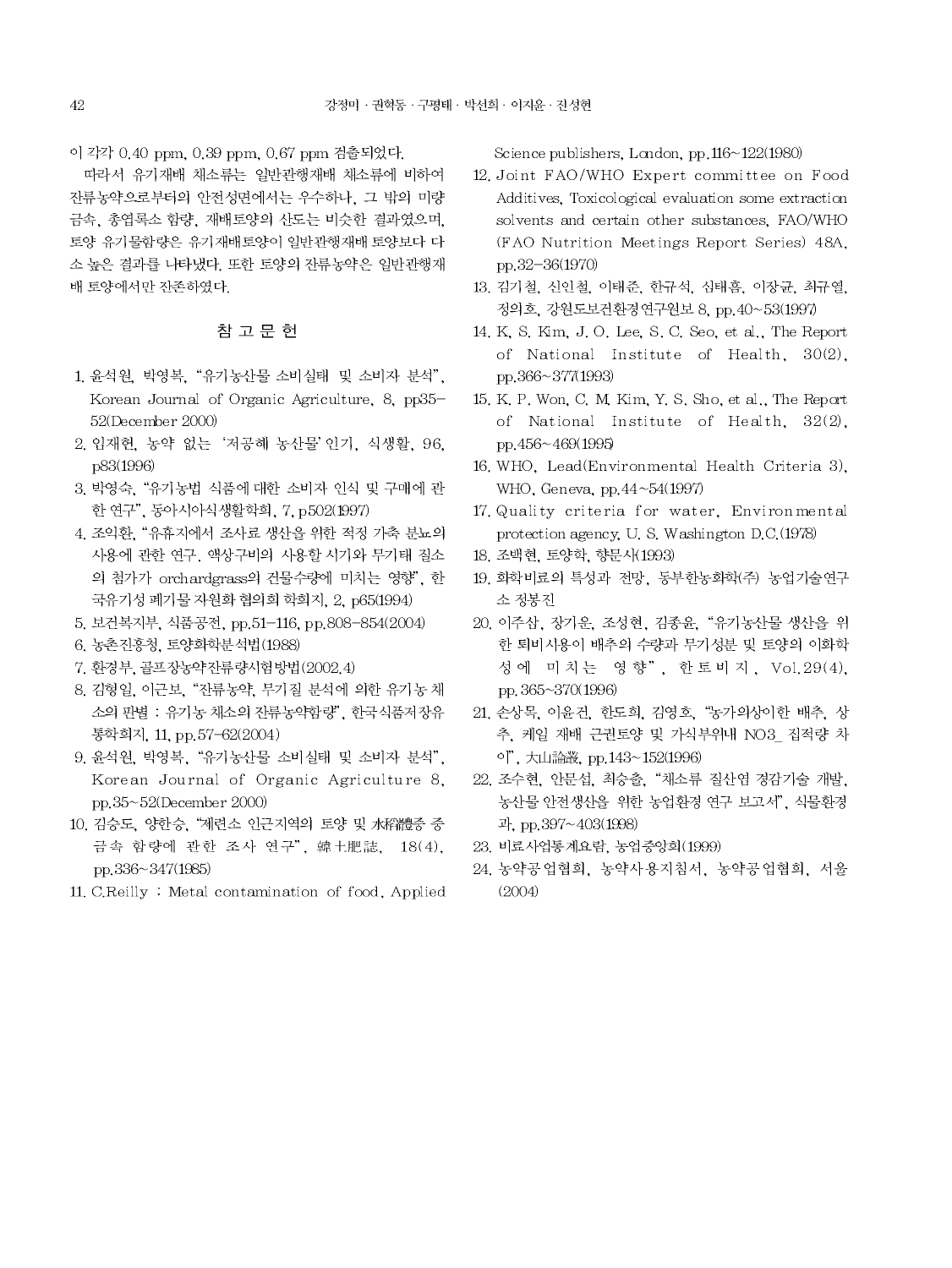이 각각 0.40 ppm, 0.39 ppm, 0.67 ppm 검출되었다.

따라서 유기재배 채소류는 일반관행재배 채소류에 비하여 잔류농약으로부터의 안전성면에서는 우수하나, 그 밖의 미량 금속, 총엽록소 함량, 재배토양의 산도는 비슷한 결과였으며, 토양 유기물함량은 유기재배토양이 일반관행재배 토양보다 다소 높은 결과를 나타냈다. 또한 토양의 잔류농약은 일반관행재배 토양에서만 잔존하였다.

## 참 고 문 헌

1. 윤석원, 박영복, "유기농산물 소비실태 및 소비자 분석", Korean Journal of Organic Agriculture, 8, pp35-52(December 2000)
2. 임재현, 농약 없는 '저공해 농산물' 인기, 식생활, 96, p83(1996)
3. 박영숙, "유기농법 식품에 대한 소비자 인식 및 구매에 관한 연구", 동아시아식생활학회, 7, p502(1997)
4. 조익환, "유휴지에서 조사료 생산을 위한 적정 가축 분뇨의 사용에 관한 연구. 액상구비의 사용할 시기와 무기태 질소의 첨가가 orchardgrass의 건물수량에 미치는 영향", 한국유기성 폐기물 자원화 협의회 학회지, 2, p65(1994)
5. 보건복지부, 식품공전, pp.51-116, pp.808-854(2004)
6. 농촌진흥청, 토양화학분석법(1988)
7. 환경부, 골프장농약잔류량시험방법(2002.4)
8. 김형일, 이근보, "잔류농약, 무기질 분석에 의한 유기농 채소의 판별 : 유기농 채소의 잔류농약함량", 한국식품저장유통학회지, 11, pp.57-62(2004)
9. 윤석원, 박영복, "유기농산물 소비실태 및 소비자 분석", Korean Journal of Organic Agriculture 8, pp.35~52(December 2000)
10. 김승도, 양한승, "제련소 인근지역의 토양 및 水稻體중 중금속 함량에 관한 조사 연구", 韓土肥誌, 18(4), pp.336~347(1985)
11. C.Reilly : Metal contamination of food, Applied Science publishers, London, pp.116~122(1980)
12. Joint FAO/WHO Expert committee on Food Additives, Toxicological evaluation some extraction solvents and certain other substances, FAO/WHO (FAO Nutrition Meetings Report Series) 48A, pp.32-36(1970)
13. 김기철, 신인철, 이태준, 한규석, 심태흠, 이장균, 최규열, 정의호, 강원도보건환경연구원보 8, pp.40~53(1997)
14. K, S. Kim, J. O. Lee, S. C. Seo, et al., The Report of National Institute of Health, 30(2), pp.366~377(1993)
15. K. P. Won, C. M. Kim, Y. S. Sho, et al., The Report of National Institute of Health, 32(2), pp.456~469(1995)
16. WHO, Lead(Environmental Health Criteria 3), WHO, Geneva, pp.44~54(1997)
17. Quality criteria for water, Environmental protection agency, U. S. Washington D.C.(1978)
18. 조백현, 토양학, 향문사(1993)
19. 화학비료의 특성과 전망, 동부한농화학(주) 농업기술연구소 정봉진
20. 이주삼, 장기운, 조성현, 김종윤, "유기농산물 생산을 위한 퇴비시용이 배추의 수량과 무기성분 및 토양의 이화학성에 미치는 영향", 한토비지, Vol.29(4), pp.365~370(1996)
21. 손상목, 이윤건, 한도희, 김영호, "농가의상이한 배추, 상추, 케일 재배 근권토양 및 가식부위내 NO3_ 집적량 차이", 大山論叢, pp.143~152(1996)
22. 조수현, 안문섭, 최승출, "채소류 질산염 경감기술 개발, 농산물 안전생산을 위한 농업환경 연구 보고서", 식물환경과, pp.397~403(1998)
23. 비료사업통계요람, 농업중앙회(1999)
24. 농약공업협회, 농약사용지침서, 농약공업협회, 서울(2004)